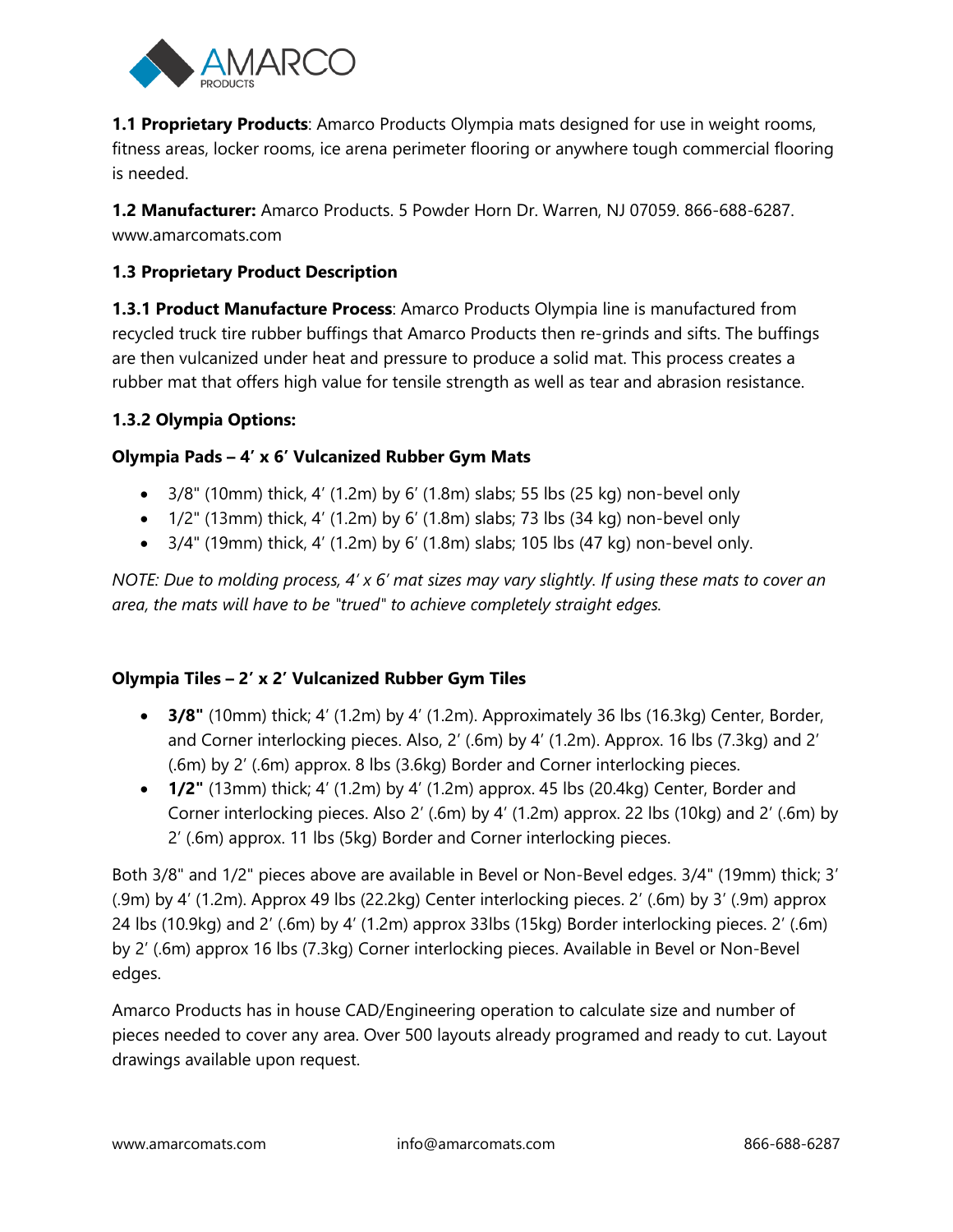**1.1 Proprietary Products**: Amarco Products Olympia mats designed for use in weight rooms, fitness areas, locker rooms, ice arena perimeter flooring or anywhere tough commercial flooring is needed.

**1.2 Manufacturer:** Amarco Products. 5 Powder Horn Dr. Warren, NJ 07059. 866-688-6287. www.amarcomats.com

**1.3 Proprietary Product Description**

**1.3.1 Product Manufacture Process**: Amarco Products Olympia line is manufactured from recycled truck tire rubber buffings that Amarco Products then re-grinds and sifts. The buffings are then vulcanized under heat and pressure to produce a solid mat. This process creates a rubber mat that offers high value for tensile strength as well as tear and abrasion resistance.

**1.3.2 Olympia Options:**

**Olympia Pads – 4′ x 6′ Vulcanized Rubber Gym Mats**

- 3/8" (10mm) thick, 4′ (1.2m) by 6′ (1.8m) slabs; 55 lbs (25 kg) non-bevel only
- 1/2" (13mm) thick, 4′ (1.2m) by 6′ (1.8m) slabs; 73 lbs (34 kg) non-bevel only
- 3/4" (19mm) thick, 4′ (1.2m) by 6′ (1.8m) slabs; 105 lbs (47 kg) non-bevel only.

*NOTE: Due to molding process, 4′ x 6′ mat sizes may vary slightly. If using these mats to cover an area, the mats will have to be "trued" to achieve completely straight edges.*

**Olympia Tiles – 2′ x 2′ Vulcanized Rubber Gym Tiles**

- **3/8"** (10mm) thick; 4′ (1.2m) by 4′ (1.2m). Approximately 36 lbs (16.3kg) Center, Border, and Corner interlocking pieces. Also, 2′ (.6m) by 4′ (1.2m). Approx. 16 lbs (7.3kg) and 2′ (.6m) by 2′ (.6m) approx. 8 lbs (3.6kg) Border and Corner interlocking pieces.
- **1/2"** (13mm) thick; 4′ (1.2m) by 4′ (1.2m) approx. 45 lbs (20.4kg) Center, Border and Corner interlocking pieces. Also 2′ (.6m) by 4′ (1.2m) approx. 22 lbs (10kg) and 2′ (.6m) by 2′ (.6m) approx. 11 lbs (5kg) Border and Corner interlocking pieces.

Both 3/8" and 1/2" pieces above are available in Bevel or Non-Bevel edges. 3/4" (19mm) thick; 3′ (.9m) by 4′ (1.2m). Approx 49 lbs (22.2kg) Center interlocking pieces. 2′ (.6m) by 3′ (.9m) approx 24 lbs (10.9kg) and 2′ (.6m) by 4′ (1.2m) approx 33lbs (15kg) Border interlocking pieces. 2′ (.6m) by 2′ (.6m) approx 16 lbs (7.3kg) Corner interlocking pieces. Available in Bevel or Non-Bevel edges.

Amarco Products has in house CAD/Engineering operation to calculate size and number of pieces needed to cover any area. Over 500 layouts already programed and ready to cut. Layout drawings available upon request.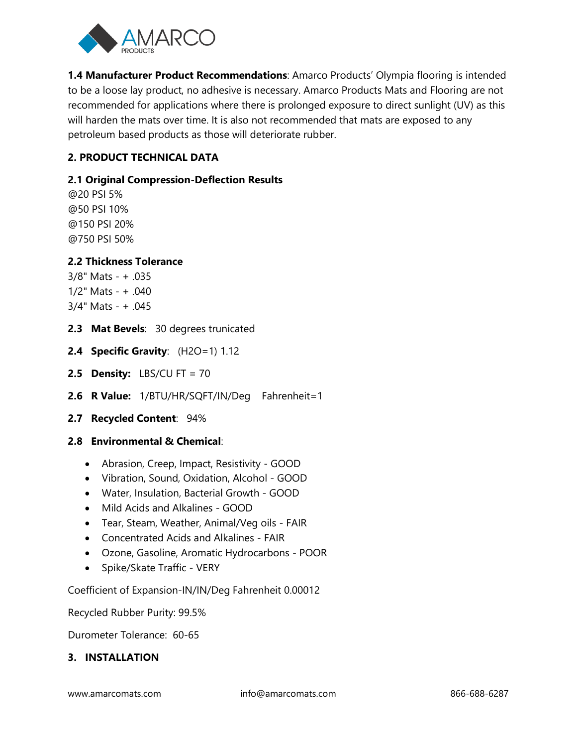**1.4 Manufacturer Product Recommendations**: Amarco Products' Olympia flooring is intended to be a loose lay product, no adhesive is necessary. Amarco Products Mats and Flooring are not recommended for applications where there is prolonged exposure to direct sunlight (UV) as this will harden the mats over time. It is also not recommended that mats are exposed to any petroleum based products as those will deteriorate rubber.

## 2. PRODUCT TECHNICAL DATA

### 2.1 Original Compression-Deflection Results

@20 PSI 5%
@50 PSI 10%
@150 PSI 20%
@750 PSI 50%

### 2.2 Thickness Tolerance

3/8" Mats - + .035
1/2" Mats - + .040
3/4" Mats - + .045

**2.3 Mat Bevels**: 30 degrees truncated

**2.4 Specific Gravity**: ($H_2O$=1) 1.12

**2.5 Density:** LBS/CU FT = 70

**2.6 R Value:** 1/BTU/HR/SQFT/IN/Deg Fahrenheit=1

**2.7 Recycled Content**: 94%

**2.8 Environmental & Chemical**:

- Abrasion, Creep, Impact, Resistivity - GOOD
- Vibration, Sound, Oxidation, Alcohol - GOOD
- Water, Insulation, Bacterial Growth - GOOD
- Mild Acids and Alkalines - GOOD
- Tear, Steam, Weather, Animal/Veg oils - FAIR
- Concentrated Acids and Alkalines - FAIR
- Ozone, Gasoline, Aromatic Hydrocarbons - POOR
- Spike/Skate Traffic - VERY

Coefficient of Expansion-IN/IN/Deg Fahrenheit 0.00012

Recycled Rubber Purity: 99.5%

Durometer Tolerance: 60-65

## 3. INSTALLATION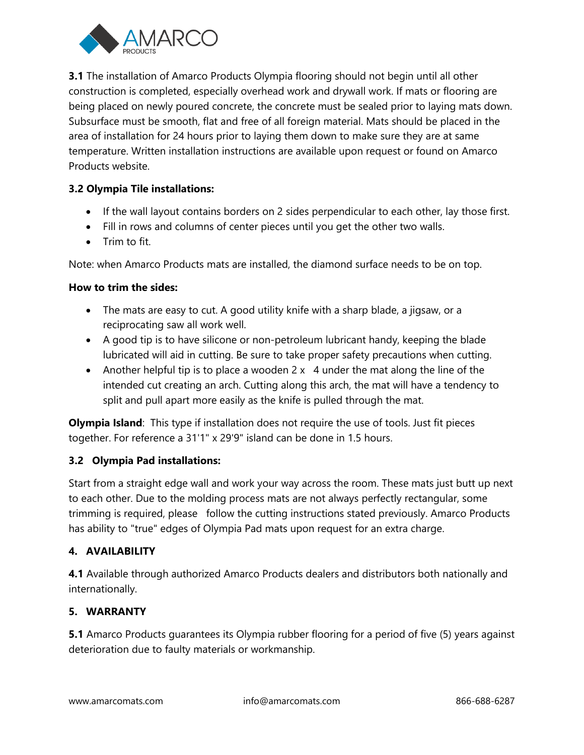**3.1** The installation of Amarco Products Olympia flooring should not begin until all other construction is completed, especially overhead work and drywall work. If mats or flooring are being placed on newly poured concrete, the concrete must be sealed prior to laying mats down. Subsurface must be smooth, flat and free of all foreign material. Mats should be placed in the area of installation for 24 hours prior to laying them down to make sure they are at same temperature. Written installation instructions are available upon request or found on Amarco Products website.

**3.2 Olympia Tile installations:**

- If the wall layout contains borders on 2 sides perpendicular to each other, lay those first.
- Fill in rows and columns of center pieces until you get the other two walls.
- Trim to fit.

Note: when Amarco Products mats are installed, the diamond surface needs to be on top.

**How to trim the sides:**

- The mats are easy to cut. A good utility knife with a sharp blade, a jigsaw, or a reciprocating saw all work well.
- A good tip is to have silicone or non-petroleum lubricant handy, keeping the blade lubricated will aid in cutting. Be sure to take proper safety precautions when cutting.
- Another helpful tip is to place a wooden 2 x 4 under the mat along the line of the intended cut creating an arch. Cutting along this arch, the mat will have a tendency to split and pull apart more easily as the knife is pulled through the mat.

**Olympia Island**: This type if installation does not require the use of tools. Just fit pieces together. For reference a 31'1" x 29'9" island can be done in 1.5 hours.

**3.2 Olympia Pad installations:**

Start from a straight edge wall and work your way across the room. These mats just butt up next to each other. Due to the molding process mats are not always perfectly rectangular, some trimming is required, please follow the cutting instructions stated previously. Amarco Products has ability to "true" edges of Olympia Pad mats upon request for an extra charge.

## 4. AVAILABILITY

**4.1** Available through authorized Amarco Products dealers and distributors both nationally and internationally.

## 5. WARRANTY

**5.1** Amarco Products guarantees its Olympia rubber flooring for a period of five (5) years against deterioration due to faulty materials or workmanship.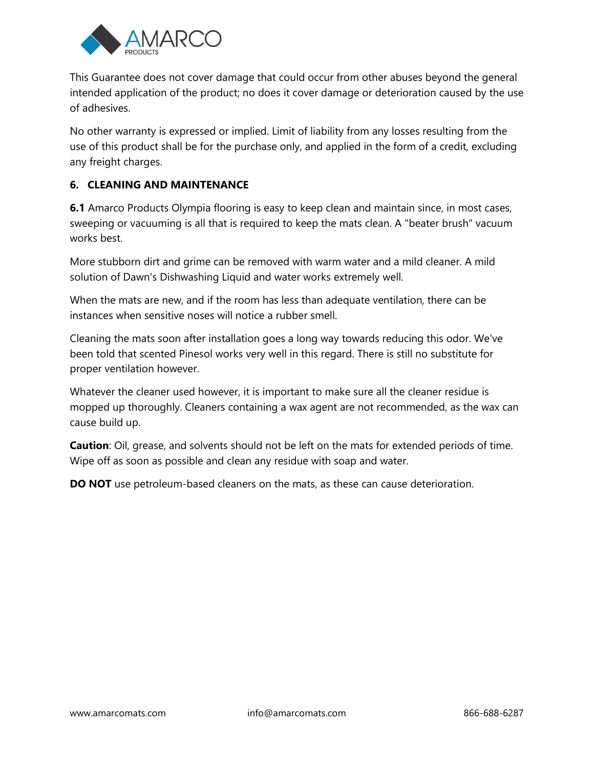This Guarantee does not cover damage that could occur from other abuses beyond the general intended application of the product; no does it cover damage or deterioration caused by the use of adhesives.

No other warranty is expressed or implied. Limit of liability from any losses resulting from the use of this product shall be for the purchase only, and applied in the form of a credit, excluding any freight charges.

## 6. CLEANING AND MAINTENANCE

**6.1** Amarco Products Olympia flooring is easy to keep clean and maintain since, in most cases, sweeping or vacuuming is all that is required to keep the mats clean. A "beater brush" vacuum works best.

More stubborn dirt and grime can be removed with warm water and a mild cleaner. A mild solution of Dawn's Dishwashing Liquid and water works extremely well.

When the mats are new, and if the room has less than adequate ventilation, there can be instances when sensitive noses will notice a rubber smell.

Cleaning the mats soon after installation goes a long way towards reducing this odor. We've been told that scented Pinesol works very well in this regard. There is still no substitute for proper ventilation however.

Whatever the cleaner used however, it is important to make sure all the cleaner residue is mopped up thoroughly. Cleaners containing a wax agent are not recommended, as the wax can cause build up.

**Caution**: Oil, grease, and solvents should not be left on the mats for extended periods of time. Wipe off as soon as possible and clean any residue with soap and water.

**DO NOT** use petroleum-based cleaners on the mats, as these can cause deterioration.